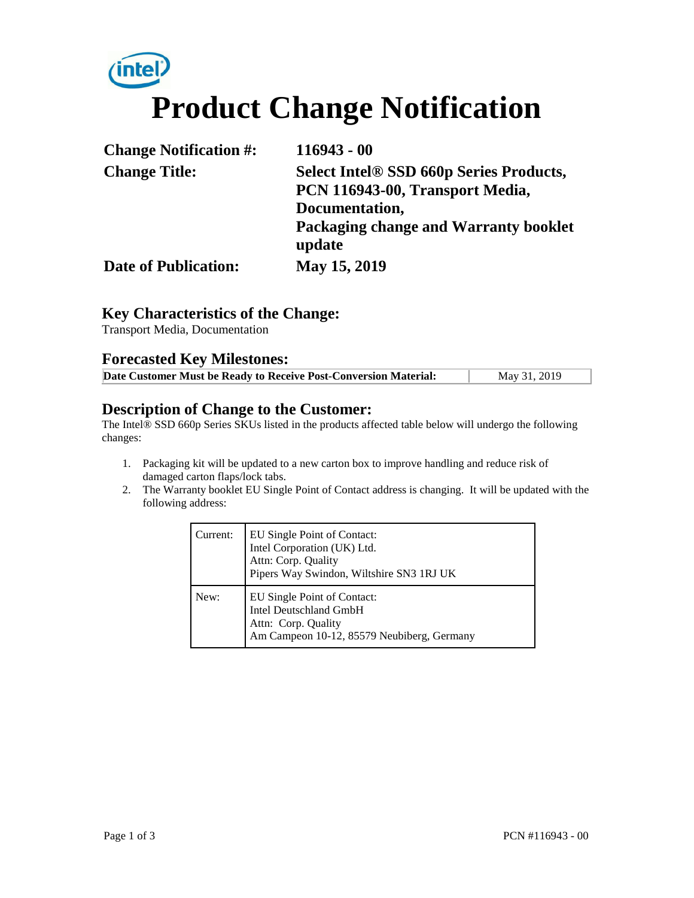# Product Change Notification

| | |
|---|---|
| **Change Notification #:** | **116943 - 00** |
| **Change Title:** | **Select Intel® SSD 660p Series Products, PCN 116943-00, Transport Media, Documentation, Packaging change and Warranty booklet update** |
| **Date of Publication:** | **May 15, 2019** |

## Key Characteristics of the Change:

Transport Media, Documentation

## Forecasted Key Milestones:

| | |
|---|---|
| **Date Customer Must be Ready to Receive Post-Conversion Material:** | May 31, 2019 |

## Description of Change to the Customer:

The Intel® SSD 660p Series SKUs listed in the products affected table below will undergo the following changes:

1. Packaging kit will be updated to a new carton box to improve handling and reduce risk of damaged carton flaps/lock tabs.
2. The Warranty booklet EU Single Point of Contact address is changing. It will be updated with the following address:

| | |
|---|---|
| Current: | EU Single Point of Contact:<br>Intel Corporation (UK) Ltd.<br>Attn: Corp. Quality<br>Pipers Way Swindon, Wiltshire SN3 1RJ UK |
| New: | EU Single Point of Contact:<br>Intel Deutschland GmbH<br>Attn: Corp. Quality<br>Am Campeon 10-12, 85579 Neubiberg, Germany |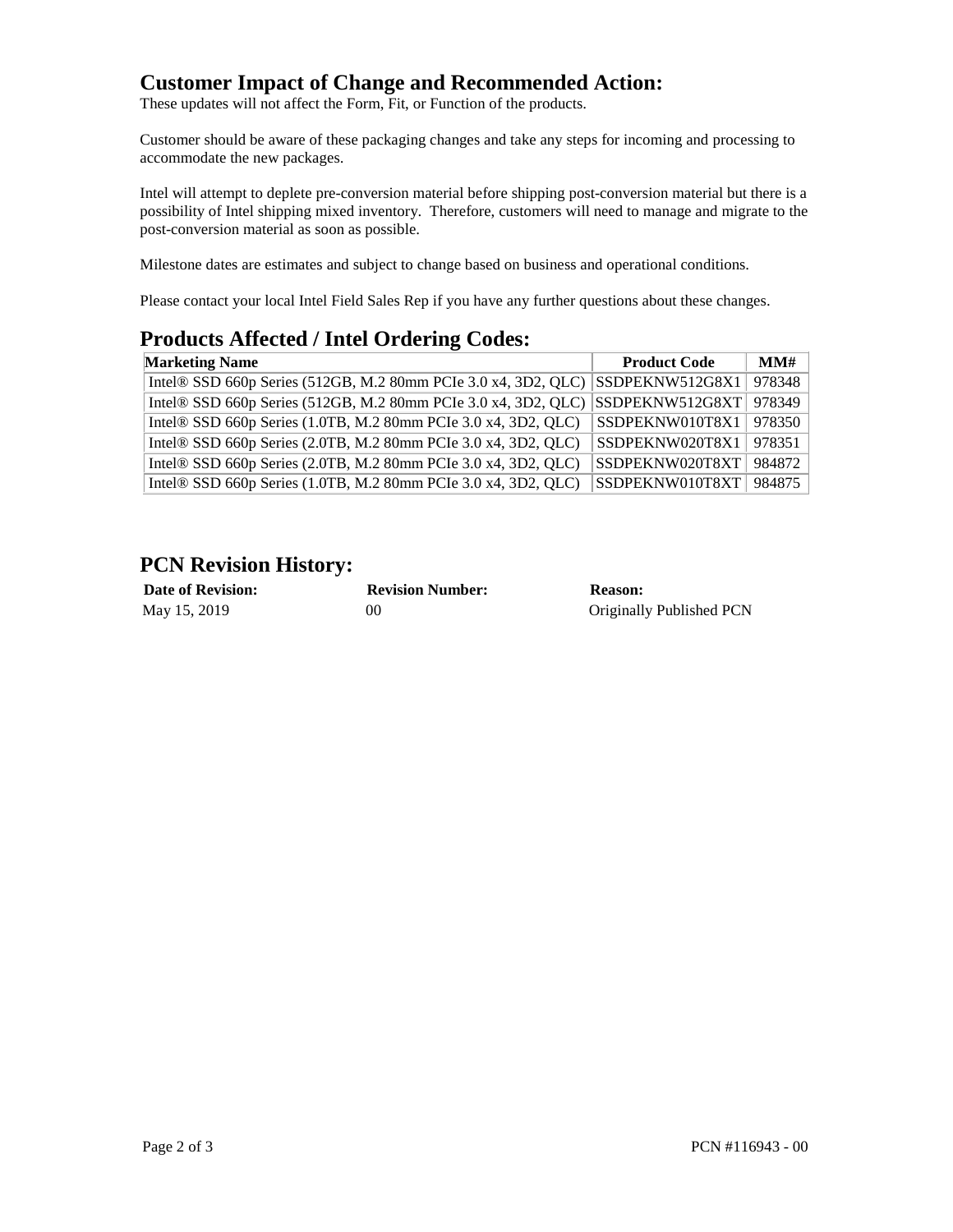## Customer Impact of Change and Recommended Action:

These updates will not affect the Form, Fit, or Function of the products.

Customer should be aware of these packaging changes and take any steps for incoming and processing to accommodate the new packages.

Intel will attempt to deplete pre-conversion material before shipping post-conversion material but there is a possibility of Intel shipping mixed inventory. Therefore, customers will need to manage and migrate to the post-conversion material as soon as possible.

Milestone dates are estimates and subject to change based on business and operational conditions.

Please contact your local Intel Field Sales Rep if you have any further questions about these changes.

## Products Affected / Intel Ordering Codes:

| Marketing Name | Product Code | MM# |
|---|---|---|
| Intel® SSD 660p Series (512GB, M.2 80mm PCIe 3.0 x4, 3D2, QLC) | SSDPEKNW512G8X1 | 978348 |
| Intel® SSD 660p Series (512GB, M.2 80mm PCIe 3.0 x4, 3D2, QLC) | SSDPEKNW512G8XT | 978349 |
| Intel® SSD 660p Series (1.0TB, M.2 80mm PCIe 3.0 x4, 3D2, QLC) | SSDPEKNW010T8X1 | 978350 |
| Intel® SSD 660p Series (2.0TB, M.2 80mm PCIe 3.0 x4, 3D2, QLC) | SSDPEKNW020T8X1 | 978351 |
| Intel® SSD 660p Series (2.0TB, M.2 80mm PCIe 3.0 x4, 3D2, QLC) | SSDPEKNW020T8XT | 984872 |
| Intel® SSD 660p Series (1.0TB, M.2 80mm PCIe 3.0 x4, 3D2, QLC) | SSDPEKNW010T8XT | 984875 |

## PCN Revision History:

| Date of Revision: | Revision Number: | Reason: |
|---|---|---|
| May 15, 2019 | 00 | Originally Published PCN |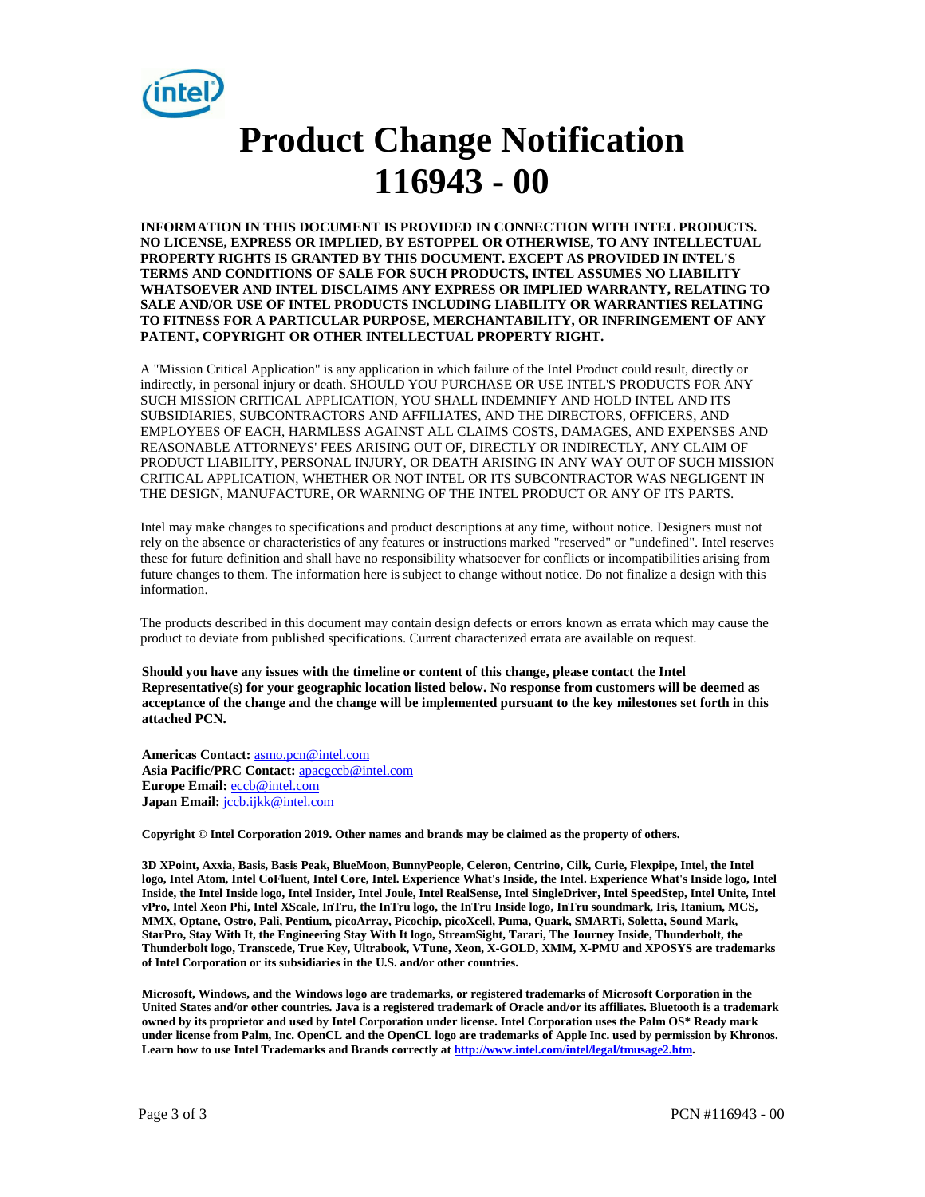# Product Change Notification 116943 - 00

**INFORMATION IN THIS DOCUMENT IS PROVIDED IN CONNECTION WITH INTEL PRODUCTS. NO LICENSE, EXPRESS OR IMPLIED, BY ESTOPPEL OR OTHERWISE, TO ANY INTELLECTUAL PROPERTY RIGHTS IS GRANTED BY THIS DOCUMENT. EXCEPT AS PROVIDED IN INTEL'S TERMS AND CONDITIONS OF SALE FOR SUCH PRODUCTS, INTEL ASSUMES NO LIABILITY WHATSOEVER AND INTEL DISCLAIMS ANY EXPRESS OR IMPLIED WARRANTY, RELATING TO SALE AND/OR USE OF INTEL PRODUCTS INCLUDING LIABILITY OR WARRANTIES RELATING TO FITNESS FOR A PARTICULAR PURPOSE, MERCHANTABILITY, OR INFRINGEMENT OF ANY PATENT, COPYRIGHT OR OTHER INTELLECTUAL PROPERTY RIGHT.**

A "Mission Critical Application" is any application in which failure of the Intel Product could result, directly or indirectly, in personal injury or death. SHOULD YOU PURCHASE OR USE INTEL'S PRODUCTS FOR ANY SUCH MISSION CRITICAL APPLICATION, YOU SHALL INDEMNIFY AND HOLD INTEL AND ITS SUBSIDIARIES, SUBCONTRACTORS AND AFFILIATES, AND THE DIRECTORS, OFFICERS, AND EMPLOYEES OF EACH, HARMLESS AGAINST ALL CLAIMS COSTS, DAMAGES, AND EXPENSES AND REASONABLE ATTORNEYS' FEES ARISING OUT OF, DIRECTLY OR INDIRECTLY, ANY CLAIM OF PRODUCT LIABILITY, PERSONAL INJURY, OR DEATH ARISING IN ANY WAY OUT OF SUCH MISSION CRITICAL APPLICATION, WHETHER OR NOT INTEL OR ITS SUBCONTRACTOR WAS NEGLIGENT IN THE DESIGN, MANUFACTURE, OR WARNING OF THE INTEL PRODUCT OR ANY OF ITS PARTS.

Intel may make changes to specifications and product descriptions at any time, without notice. Designers must not rely on the absence or characteristics of any features or instructions marked "reserved" or "undefined". Intel reserves these for future definition and shall have no responsibility whatsoever for conflicts or incompatibilities arising from future changes to them. The information here is subject to change without notice. Do not finalize a design with this information.

The products described in this document may contain design defects or errors known as errata which may cause the product to deviate from published specifications. Current characterized errata are available on request.

**Should you have any issues with the timeline or content of this change, please contact the Intel Representative(s) for your geographic location listed below. No response from customers will be deemed as acceptance of the change and the change will be implemented pursuant to the key milestones set forth in this attached PCN.**

**Americas Contact:** asmo.pcn@intel.com
**Asia Pacific/PRC Contact:** apacgccb@intel.com
**Europe Email:** eccb@intel.com
**Japan Email:** jccb.ijkk@intel.com

**Copyright © Intel Corporation 2019. Other names and brands may be claimed as the property of others.**

**3D XPoint, Axxia, Basis, Basis Peak, BlueMoon, BunnyPeople, Celeron, Centrino, Cilk, Curie, Flexpipe, Intel, the Intel logo, Intel Atom, Intel CoFluent, Intel Core, Intel. Experience What's Inside, the Intel. Experience What's Inside logo, Intel Inside, the Intel Inside logo, Intel Insider, Intel Joule, Intel RealSense, Intel SingleDriver, Intel SpeedStep, Intel Unite, Intel vPro, Intel Xeon Phi, Intel XScale, InTru, the InTru logo, the InTru Inside logo, InTru soundmark, Iris, Itanium, MCS, MMX, Optane, Ostro, Pali, Pentium, picoArray, Picochip, picoXcell, Puma, Quark, SMARTi, Soletta, Sound Mark, StarPro, Stay With It, the Engineering Stay With It logo, StreamSight, Tarari, The Journey Inside, Thunderbolt, the Thunderbolt logo, Transcede, True Key, Ultrabook, VTune, Xeon, X-GOLD, XMM, X-PMU and XPOSYS are trademarks of Intel Corporation or its subsidiaries in the U.S. and/or other countries.**

**Microsoft, Windows, and the Windows logo are trademarks, or registered trademarks of Microsoft Corporation in the United States and/or other countries. Java is a registered trademark of Oracle and/or its affiliates. Bluetooth is a trademark owned by its proprietor and used by Intel Corporation under license. Intel Corporation uses the Palm OS* Ready mark under license from Palm, Inc. OpenCL and the OpenCL logo are trademarks of Apple Inc. used by permission by Khronos. Learn how to use Intel Trademarks and Brands correctly at http://www.intel.com/intel/legal/tmusage2.htm.**